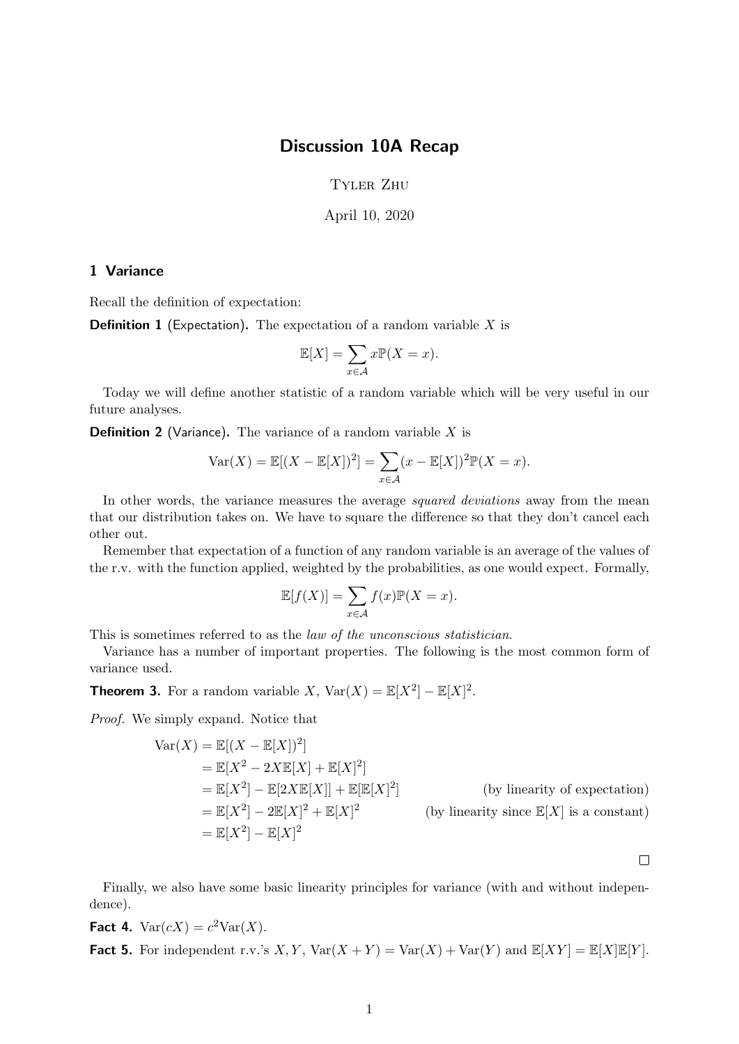# Discussion 10A Recap

Tyler Zhu

April 10, 2020

## 1 Variance

Recall the definition of expectation:

**Definition 1** (Expectation)**.** The expectation of a random variable $X$ is

$$\mathbb{E}[X] = \sum_{x \in \mathcal{A}} x\mathbb{P}(X = x).$$

Today we will define another statistic of a random variable which will be very useful in our future analyses.

**Definition 2** (Variance)**.** The variance of a random variable $X$ is

$$\mathrm{Var}(X) = \mathbb{E}[(X - \mathbb{E}[X])^2] = \sum_{x \in \mathcal{A}} (x - \mathbb{E}[X])^2 \mathbb{P}(X = x).$$

In other words, the variance measures the average *squared deviations* away from the mean that our distribution takes on. We have to square the difference so that they don't cancel each other out.

Remember that expectation of a function of any random variable is an average of the values of the r.v. with the function applied, weighted by the probabilities, as one would expect. Formally,

$$\mathbb{E}[f(X)] = \sum_{x \in \mathcal{A}} f(x)\mathbb{P}(X = x).$$

This is sometimes referred to as the *law of the unconscious statistician*.

Variance has a number of important properties. The following is the most common form of variance used.

**Theorem 3.** For a random variable $X$, $\mathrm{Var}(X) = \mathbb{E}[X^2] - \mathbb{E}[X]^2$.

*Proof.* We simply expand. Notice that

$$\begin{aligned}
\mathrm{Var}(X) &= \mathbb{E}[(X - \mathbb{E}[X])^2] \\
&= \mathbb{E}[X^2 - 2X\mathbb{E}[X] + \mathbb{E}[X]^2] \\
&= \mathbb{E}[X^2] - \mathbb{E}[2X\mathbb{E}[X]] + \mathbb{E}[\mathbb{E}[X]^2] && \text{(by linearity of expectation)} \\
&= \mathbb{E}[X^2] - 2\mathbb{E}[X]^2 + \mathbb{E}[X]^2 && \text{(by linearity since } \mathbb{E}[X] \text{ is a constant)} \\
&= \mathbb{E}[X^2] - \mathbb{E}[X]^2
\end{aligned}$$

□

Finally, we also have some basic linearity principles for variance (with and without independence).

**Fact 4.** $\mathrm{Var}(cX) = c^2\mathrm{Var}(X)$.

**Fact 5.** For independent r.v.'s $X, Y$, $\mathrm{Var}(X + Y) = \mathrm{Var}(X) + \mathrm{Var}(Y)$ and $\mathbb{E}[XY] = \mathbb{E}[X]\mathbb{E}[Y]$.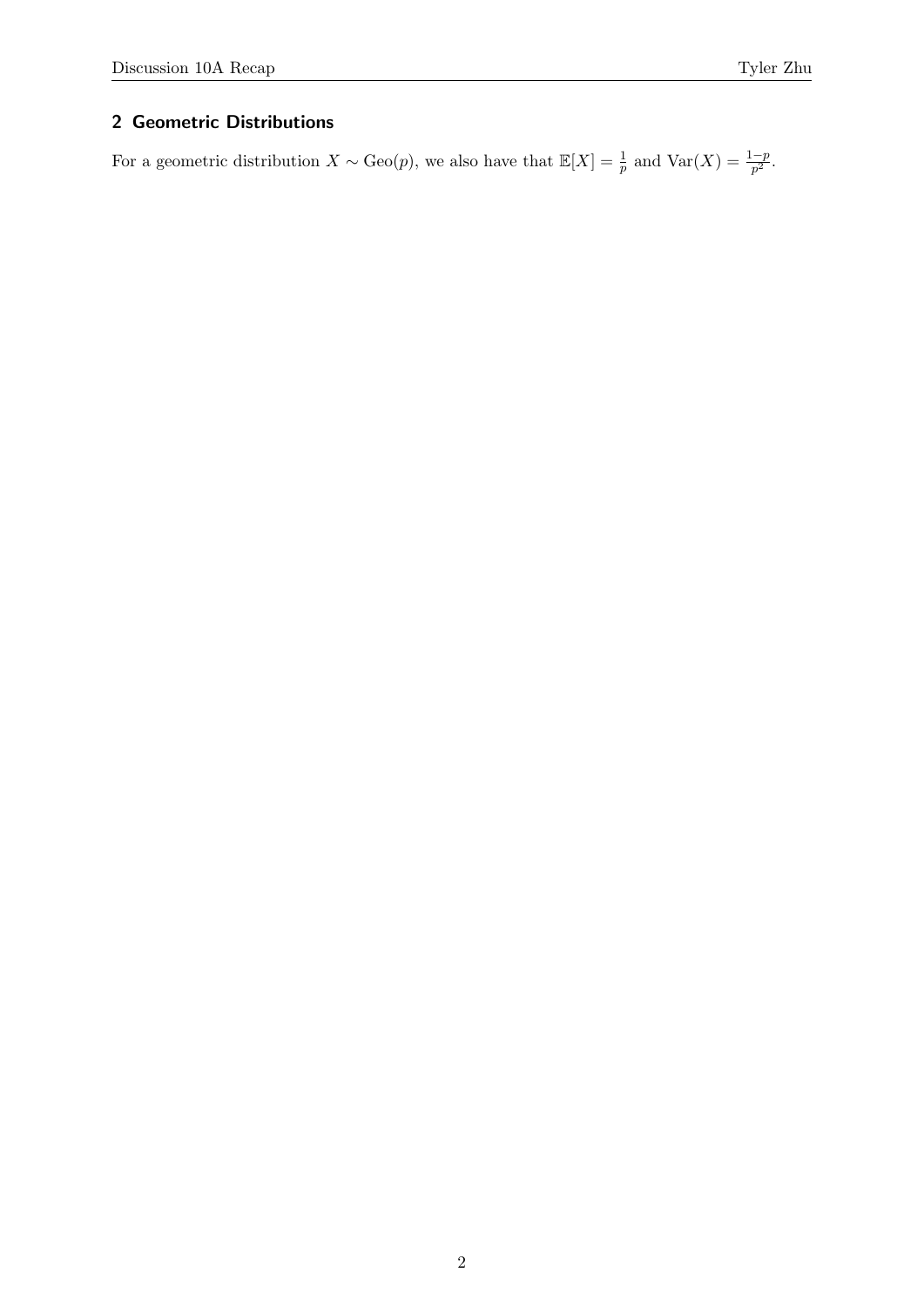## 2 Geometric Distributions

For a geometric distribution $X \sim \text{Geo}(p)$, we also have that $\mathbb{E}[X] = \frac{1}{p}$ and $\text{Var}(X) = \frac{1-p}{p^2}$.